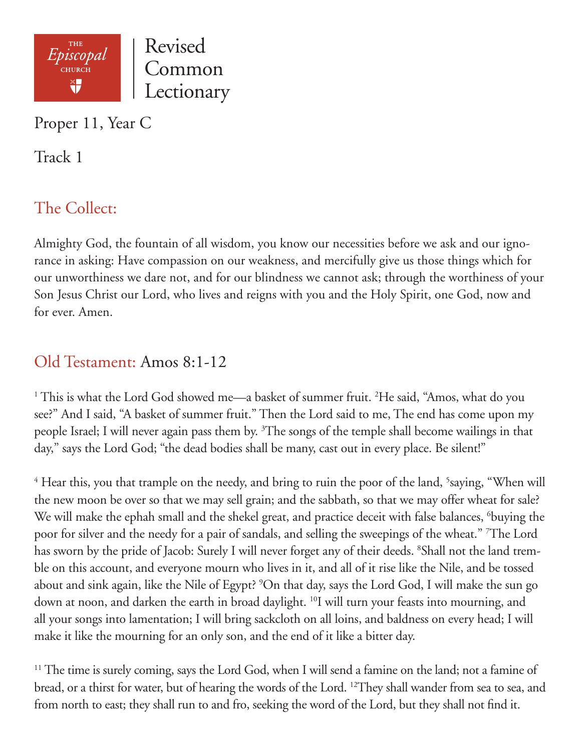THE *Episcopal* CHURCH

Revised Common Lectionary

# Proper 11, Year C

## Track 1

## The Collect:

Almighty God, the fountain of all wisdom, you know our necessities before we ask and our ignorance in asking: Have compassion on our weakness, and mercifully give us those things which for our unworthiness we dare not, and for our blindness we cannot ask; through the worthiness of your Son Jesus Christ our Lord, who lives and reigns with you and the Holy Spirit, one God, now and for ever. Amen.

## Old Testament: Amos 8:1-12

[1] This is what the Lord God showed me—a basket of summer fruit. [2]He said, "Amos, what do you see?" And I said, "A basket of summer fruit." Then the Lord said to me, The end has come upon my people Israel; I will never again pass them by. [3]The songs of the temple shall become wailings in that day," says the Lord God; "the dead bodies shall be many, cast out in every place. Be silent!"

[4] Hear this, you that trample on the needy, and bring to ruin the poor of the land, [5]saying, "When will the new moon be over so that we may sell grain; and the sabbath, so that we may offer wheat for sale? We will make the ephah small and the shekel great, and practice deceit with false balances, [6]buying the poor for silver and the needy for a pair of sandals, and selling the sweepings of the wheat." [7]The Lord has sworn by the pride of Jacob: Surely I will never forget any of their deeds. [8]Shall not the land tremble on this account, and everyone mourn who lives in it, and all of it rise like the Nile, and be tossed about and sink again, like the Nile of Egypt? [9]On that day, says the Lord God, I will make the sun go down at noon, and darken the earth in broad daylight. [10]I will turn your feasts into mourning, and all your songs into lamentation; I will bring sackcloth on all loins, and baldness on every head; I will make it like the mourning for an only son, and the end of it like a bitter day.

[11] The time is surely coming, says the Lord God, when I will send a famine on the land; not a famine of bread, or a thirst for water, but of hearing the words of the Lord. [12]They shall wander from sea to sea, and from north to east; they shall run to and fro, seeking the word of the Lord, but they shall not find it.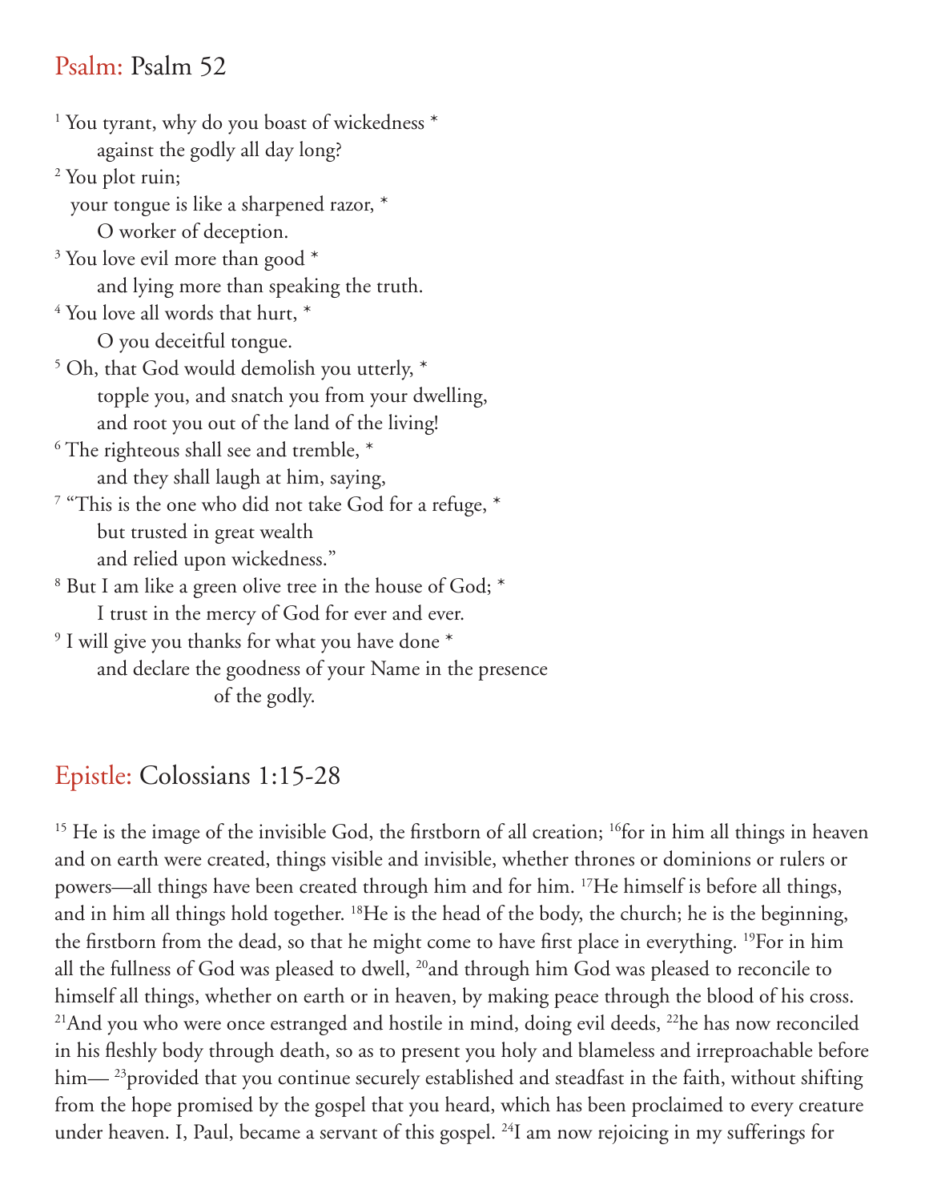## Psalm: Psalm 52

[1] You tyrant, why do you boast of wickedness *
against the godly all day long?
[2] You plot ruin;
your tongue is like a sharpened razor, *
O worker of deception.
[3] You love evil more than good *
and lying more than speaking the truth.
[4] You love all words that hurt, *
O you deceitful tongue.
[5] Oh, that God would demolish you utterly, *
topple you, and snatch you from your dwelling,
and root you out of the land of the living!
[6] The righteous shall see and tremble, *
and they shall laugh at him, saying,
[7] "This is the one who did not take God for a refuge, *
but trusted in great wealth
and relied upon wickedness."
[8] But I am like a green olive tree in the house of God; *
I trust in the mercy of God for ever and ever.
[9] I will give you thanks for what you have done *
and declare the goodness of your Name in the presence
of the godly.

## Epistle: Colossians 1:15-28

[15] He is the image of the invisible God, the firstborn of all creation; [16]for in him all things in heaven and on earth were created, things visible and invisible, whether thrones or dominions or rulers or powers—all things have been created through him and for him. [17]He himself is before all things, and in him all things hold together. [18]He is the head of the body, the church; he is the beginning, the firstborn from the dead, so that he might come to have first place in everything. [19]For in him all the fullness of God was pleased to dwell, [20]and through him God was pleased to reconcile to himself all things, whether on earth or in heaven, by making peace through the blood of his cross. [21]And you who were once estranged and hostile in mind, doing evil deeds, [22]he has now reconciled in his fleshly body through death, so as to present you holy and blameless and irreproachable before him— [23]provided that you continue securely established and steadfast in the faith, without shifting from the hope promised by the gospel that you heard, which has been proclaimed to every creature under heaven. I, Paul, became a servant of this gospel. [24]I am now rejoicing in my sufferings for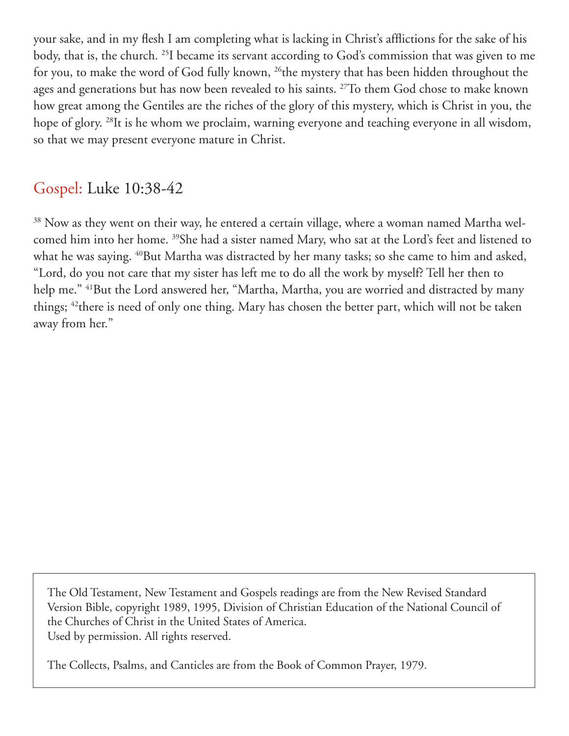your sake, and in my flesh I am completing what is lacking in Christ's afflictions for the sake of his body, that is, the church. [25]I became its servant according to God's commission that was given to me for you, to make the word of God fully known, [26]the mystery that has been hidden throughout the ages and generations but has now been revealed to his saints. [27]To them God chose to make known how great among the Gentiles are the riches of the glory of this mystery, which is Christ in you, the hope of glory. [28]It is he whom we proclaim, warning everyone and teaching everyone in all wisdom, so that we may present everyone mature in Christ.

## Gospel: Luke 10:38-42

[38] Now as they went on their way, he entered a certain village, where a woman named Martha welcomed him into her home. [39]She had a sister named Mary, who sat at the Lord's feet and listened to what he was saying. [40]But Martha was distracted by her many tasks; so she came to him and asked, "Lord, do you not care that my sister has left me to do all the work by myself? Tell her then to help me." [41]But the Lord answered her, "Martha, Martha, you are worried and distracted by many things; [42]there is need of only one thing. Mary has chosen the better part, which will not be taken away from her."

The Old Testament, New Testament and Gospels readings are from the New Revised Standard Version Bible, copyright 1989, 1995, Division of Christian Education of the National Council of the Churches of Christ in the United States of America.
Used by permission. All rights reserved.

The Collects, Psalms, and Canticles are from the Book of Common Prayer, 1979.